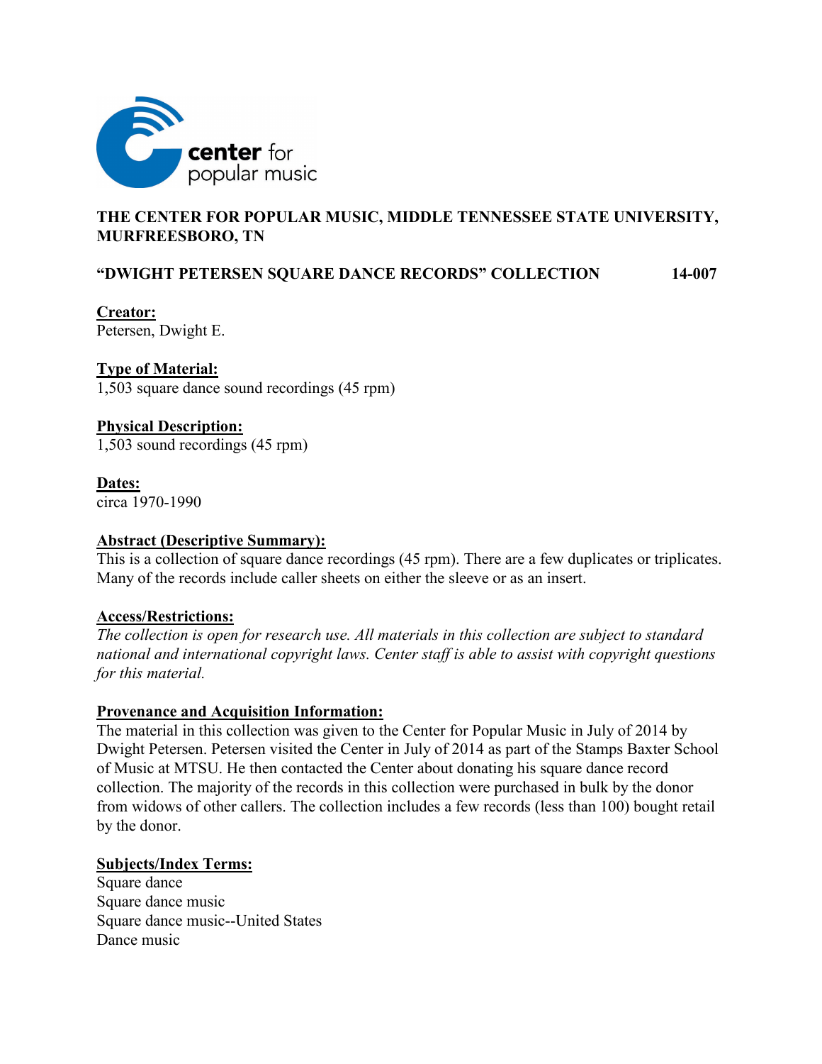center for
popular music

**THE CENTER FOR POPULAR MUSIC, MIDDLE TENNESSEE STATE UNIVERSITY, MURFREESBORO, TN**

**"DWIGHT PETERSEN SQUARE DANCE RECORDS" COLLECTION 14-007**

**Creator:**
Petersen, Dwight E.

**Type of Material:**
1,503 square dance sound recordings (45 rpm)

**Physical Description:**
1,503 sound recordings (45 rpm)

**Dates:**
circa 1970-1990

**Abstract (Descriptive Summary):**
This is a collection of square dance recordings (45 rpm). There are a few duplicates or triplicates. Many of the records include caller sheets on either the sleeve or as an insert.

**Access/Restrictions:**
*The collection is open for research use. All materials in this collection are subject to standard national and international copyright laws. Center staff is able to assist with copyright questions for this material.*

**Provenance and Acquisition Information:**
The material in this collection was given to the Center for Popular Music in July of 2014 by Dwight Petersen. Petersen visited the Center in July of 2014 as part of the Stamps Baxter School of Music at MTSU. He then contacted the Center about donating his square dance record collection. The majority of the records in this collection were purchased in bulk by the donor from widows of other callers. The collection includes a few records (less than 100) bought retail by the donor.

**Subjects/Index Terms:**
Square dance
Square dance music
Square dance music--United States
Dance music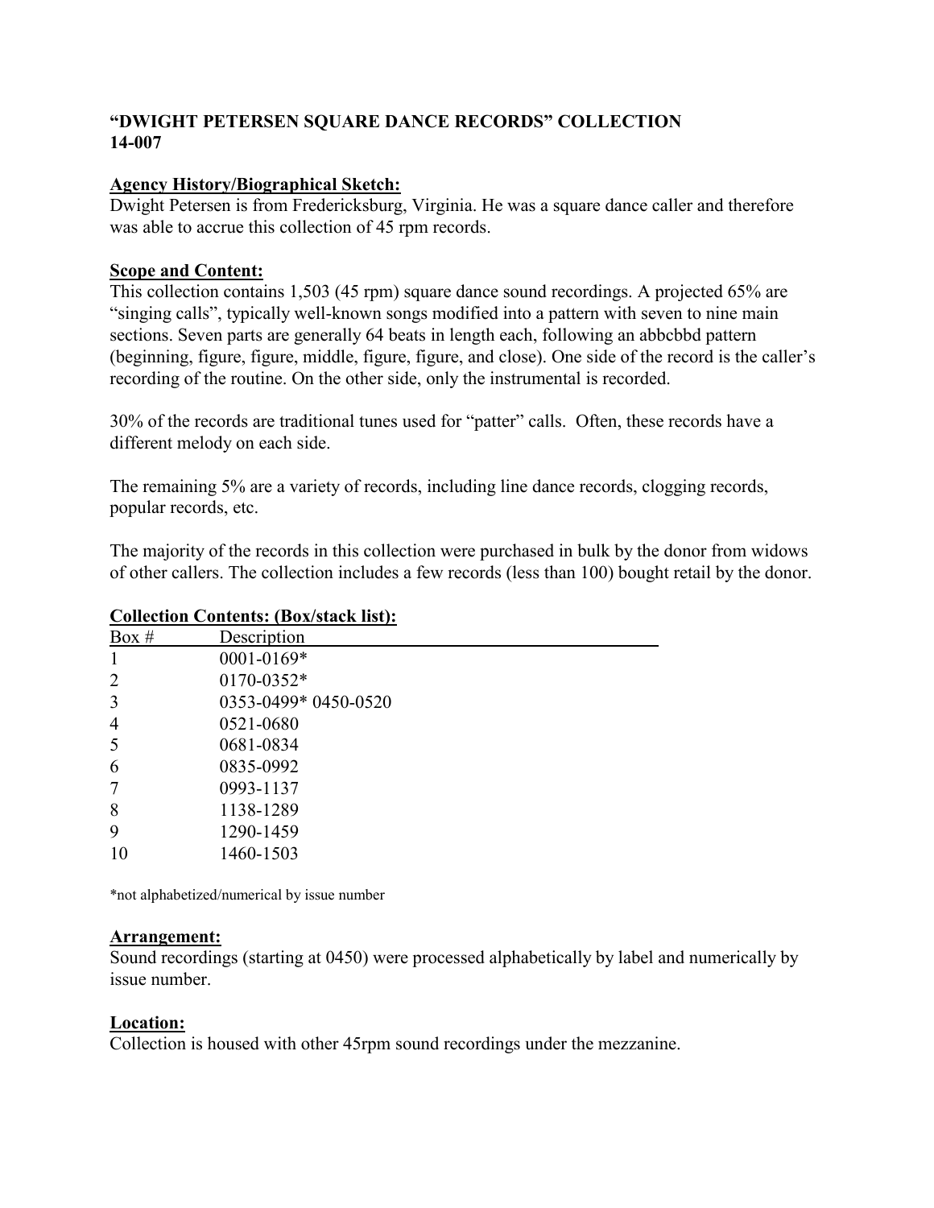**"DWIGHT PETERSEN SQUARE DANCE RECORDS" COLLECTION**
**14-007**

**Agency History/Biographical Sketch:**
Dwight Petersen is from Fredericksburg, Virginia. He was a square dance caller and therefore was able to accrue this collection of 45 rpm records.

**Scope and Content:**
This collection contains 1,503 (45 rpm) square dance sound recordings. A projected 65% are "singing calls", typically well-known songs modified into a pattern with seven to nine main sections. Seven parts are generally 64 beats in length each, following an abbcbbd pattern (beginning, figure, figure, middle, figure, figure, and close). One side of the record is the caller's recording of the routine. On the other side, only the instrumental is recorded.

30% of the records are traditional tunes used for "patter" calls. Often, these records have a different melody on each side.

The remaining 5% are a variety of records, including line dance records, clogging records, popular records, etc.

The majority of the records in this collection were purchased in bulk by the donor from widows of other callers. The collection includes a few records (less than 100) bought retail by the donor.

**Collection Contents: (Box/stack list):**

| Box # | Description |
|---|---|
| 1 | 0001-0169* |
| 2 | 0170-0352* |
| 3 | 0353-0499* 0450-0520 |
| 4 | 0521-0680 |
| 5 | 0681-0834 |
| 6 | 0835-0992 |
| 7 | 0993-1137 |
| 8 | 1138-1289 |
| 9 | 1290-1459 |
| 10 | 1460-1503 |

*not alphabetized/numerical by issue number

**Arrangement:**
Sound recordings (starting at 0450) were processed alphabetically by label and numerically by issue number.

**Location:**
Collection is housed with other 45rpm sound recordings under the mezzanine.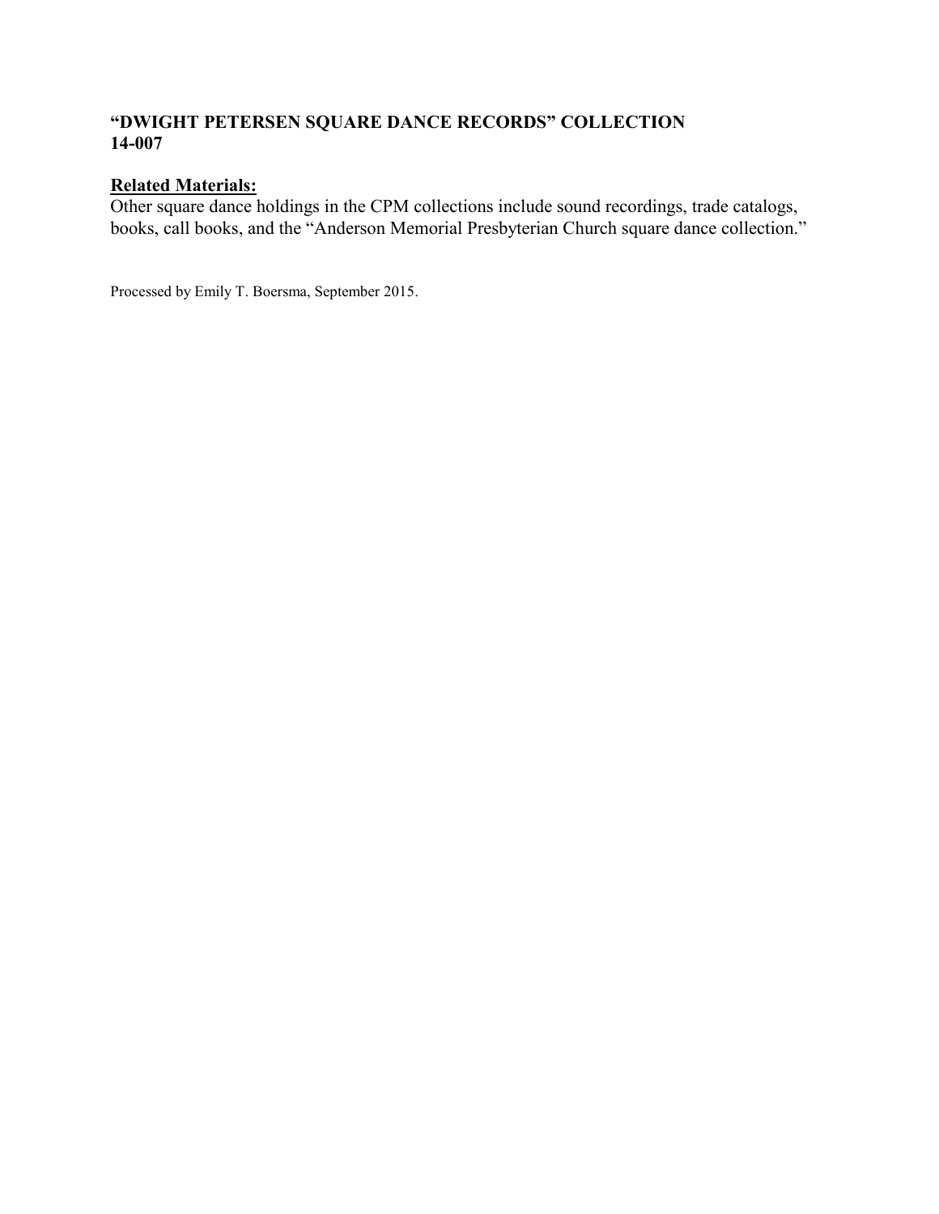**"DWIGHT PETERSEN SQUARE DANCE RECORDS" COLLECTION**
**14-007**

**Related Materials:**

Other square dance holdings in the CPM collections include sound recordings, trade catalogs, books, call books, and the "Anderson Memorial Presbyterian Church square dance collection."

Processed by Emily T. Boersma, September 2015.